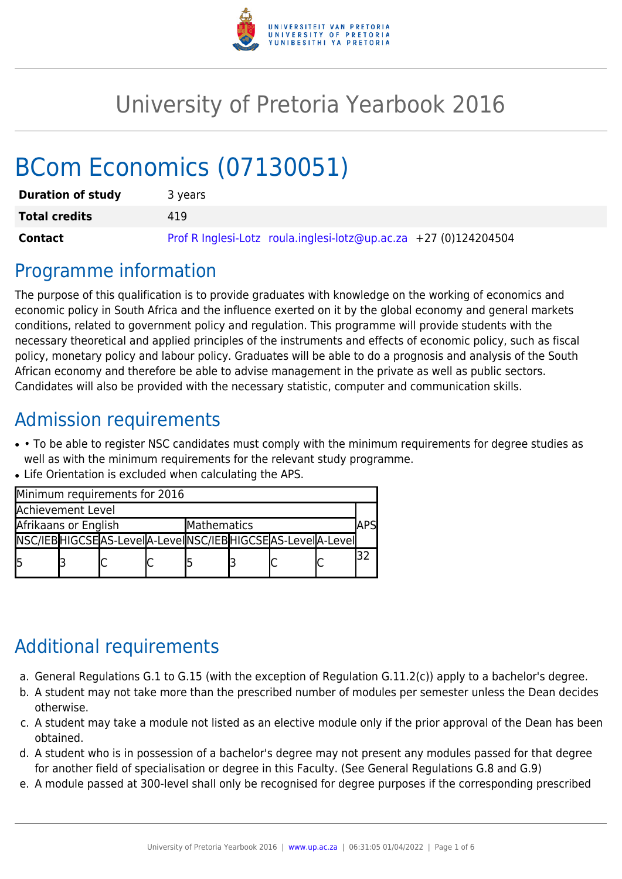# University of Pretoria Yearbook 2016

# BCom Economics (07130051)

| | |
|---|---|
| **Duration of study** | 3 years |
| **Total credits** | 419 |
| **Contact** | Prof R Inglesi-Lotz roula.inglesi-lotz@up.ac.za +27 (0)124204504 |

## Programme information

The purpose of this qualification is to provide graduates with knowledge on the working of economics and economic policy in South Africa and the influence exerted on it by the global economy and general markets conditions, related to government policy and regulation. This programme will provide students with the necessary theoretical and applied principles of the instruments and effects of economic policy, such as fiscal policy, monetary policy and labour policy. Graduates will be able to do a prognosis and analysis of the South African economy and therefore be able to advise management in the private as well as public sectors. Candidates will also be provided with the necessary statistic, computer and communication skills.

## Admission requirements

- • To be able to register NSC candidates must comply with the minimum requirements for degree studies as well as with the minimum requirements for the relevant study programme.
- Life Orientation is excluded when calculating the APS.

| Minimum requirements for 2016 | | | | | | | | |
|---|---|---|---|---|---|---|---|---|
| Achievement Level | | | | | | | | APS |
| Afrikaans or English | | | | Mathematics | | | | |
| NSC/IEB | HIGCSE | AS-Level | A-Level | NSC/IEB | HIGCSE | AS-Level | A-Level | |
| 5 | 3 | C | C | 5 | 3 | C | C | 32 |

## Additional requirements

a. General Regulations G.1 to G.15 (with the exception of Regulation G.11.2(c)) apply to a bachelor's degree.
b. A student may not take more than the prescribed number of modules per semester unless the Dean decides otherwise.
c. A student may take a module not listed as an elective module only if the prior approval of the Dean has been obtained.
d. A student who is in possession of a bachelor's degree may not present any modules passed for that degree for another field of specialisation or degree in this Faculty. (See General Regulations G.8 and G.9)
e. A module passed at 300-level shall only be recognised for degree purposes if the corresponding prescribed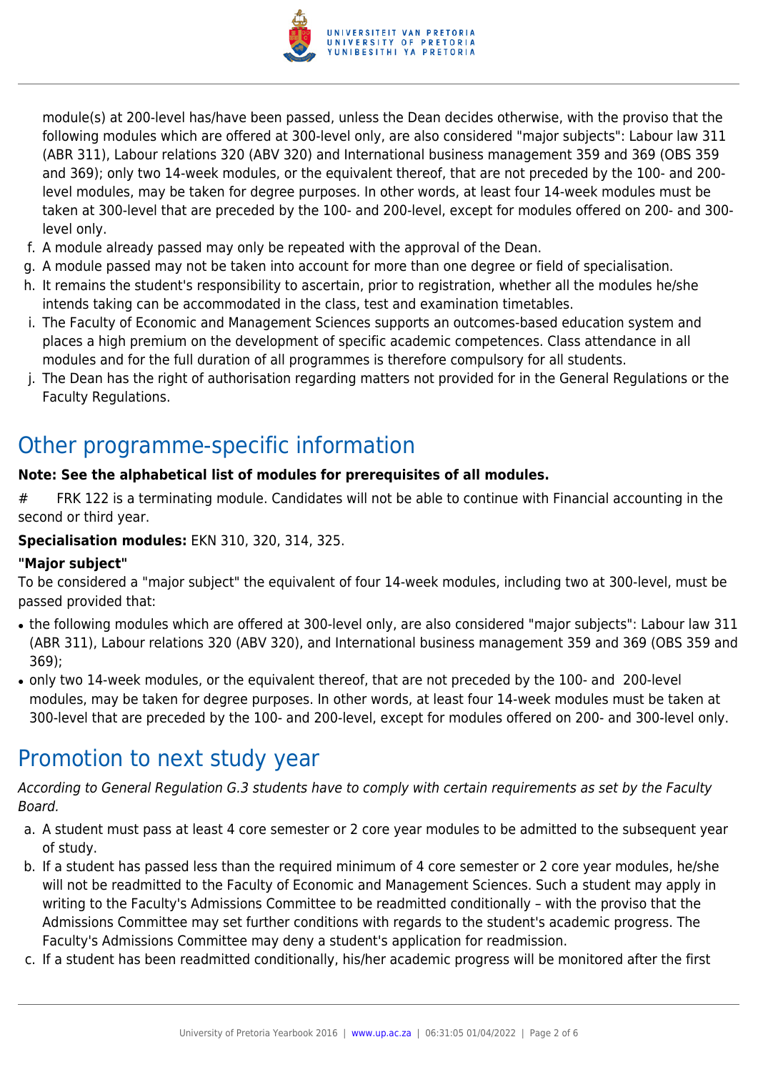module(s) at 200-level has/have been passed, unless the Dean decides otherwise, with the proviso that the following modules which are offered at 300-level only, are also considered "major subjects": Labour law 311 (ABR 311), Labour relations 320 (ABV 320) and International business management 359 and 369 (OBS 359 and 369); only two 14-week modules, or the equivalent thereof, that are not preceded by the 100- and 200-level modules, may be taken for degree purposes. In other words, at least four 14-week modules must be taken at 300-level that are preceded by the 100- and 200-level, except for modules offered on 200- and 300-level only.

f. A module already passed may only be repeated with the approval of the Dean.
g. A module passed may not be taken into account for more than one degree or field of specialisation.
h. It remains the student's responsibility to ascertain, prior to registration, whether all the modules he/she intends taking can be accommodated in the class, test and examination timetables.
i. The Faculty of Economic and Management Sciences supports an outcomes-based education system and places a high premium on the development of specific academic competences. Class attendance in all modules and for the full duration of all programmes is therefore compulsory for all students.
j. The Dean has the right of authorisation regarding matters not provided for in the General Regulations or the Faculty Regulations.

## Other programme-specific information

**Note: See the alphabetical list of modules for prerequisites of all modules.**

# FRK 122 is a terminating module. Candidates will not be able to continue with Financial accounting in the second or third year.

**Specialisation modules:** EKN 310, 320, 314, 325.

**"Major subject"**

To be considered a "major subject" the equivalent of four 14-week modules, including two at 300-level, must be passed provided that:

- the following modules which are offered at 300-level only, are also considered "major subjects": Labour law 311 (ABR 311), Labour relations 320 (ABV 320), and International business management 359 and 369 (OBS 359 and 369);
- only two 14-week modules, or the equivalent thereof, that are not preceded by the 100- and 200-level modules, may be taken for degree purposes. In other words, at least four 14-week modules must be taken at 300-level that are preceded by the 100- and 200-level, except for modules offered on 200- and 300-level only.

## Promotion to next study year

*According to General Regulation G.3 students have to comply with certain requirements as set by the Faculty Board.*

a. A student must pass at least 4 core semester or 2 core year modules to be admitted to the subsequent year of study.
b. If a student has passed less than the required minimum of 4 core semester or 2 core year modules, he/she will not be readmitted to the Faculty of Economic and Management Sciences. Such a student may apply in writing to the Faculty's Admissions Committee to be readmitted conditionally – with the proviso that the Admissions Committee may set further conditions with regards to the student's academic progress. The Faculty's Admissions Committee may deny a student's application for readmission.
c. If a student has been readmitted conditionally, his/her academic progress will be monitored after the first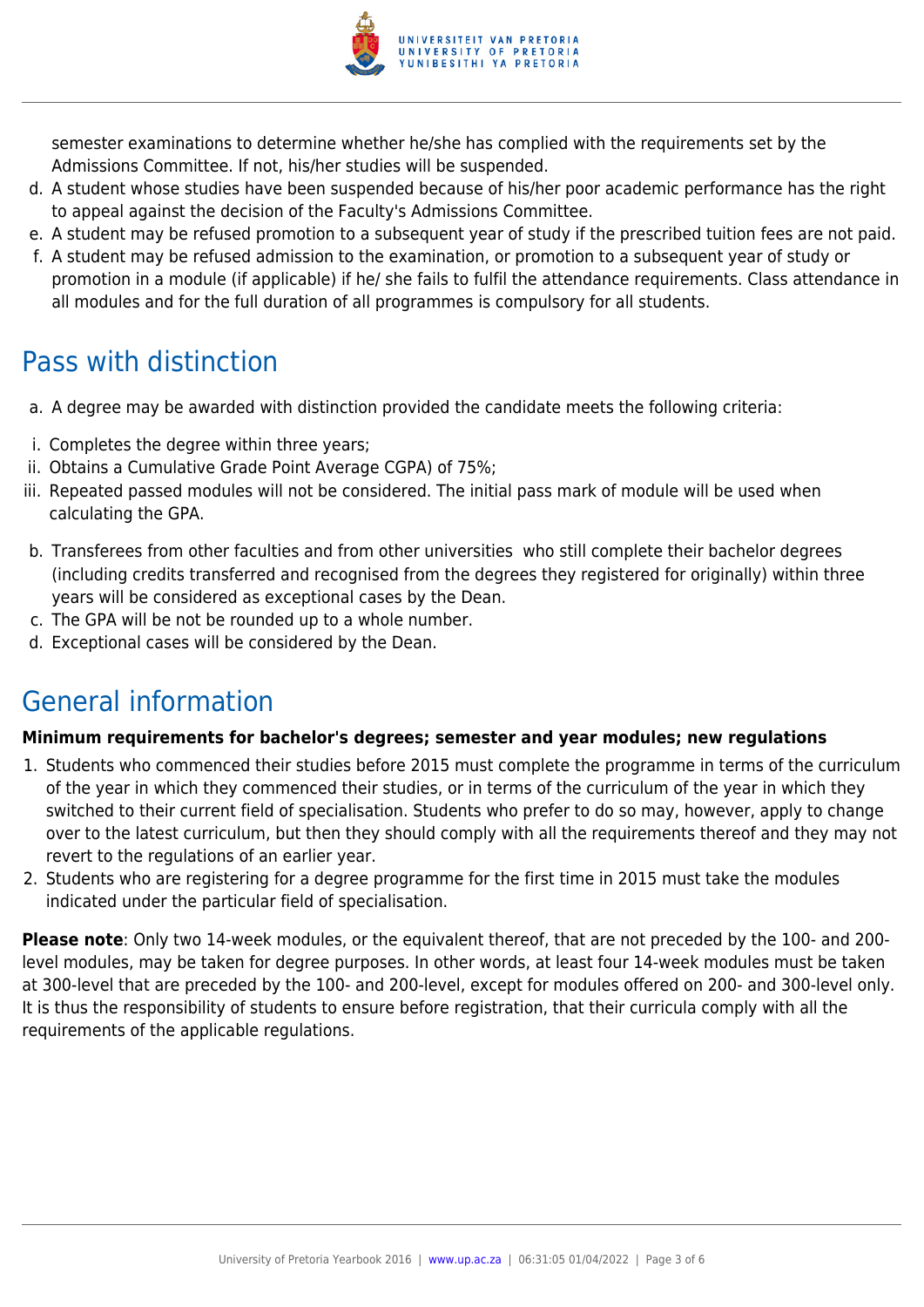semester examinations to determine whether he/she has complied with the requirements set by the Admissions Committee. If not, his/her studies will be suspended.

d. A student whose studies have been suspended because of his/her poor academic performance has the right to appeal against the decision of the Faculty's Admissions Committee.
e. A student may be refused promotion to a subsequent year of study if the prescribed tuition fees are not paid.
f. A student may be refused admission to the examination, or promotion to a subsequent year of study or promotion in a module (if applicable) if he/ she fails to fulfil the attendance requirements. Class attendance in all modules and for the full duration of all programmes is compulsory for all students.

## Pass with distinction

a. A degree may be awarded with distinction provided the candidate meets the following criteria:

i. Completes the degree within three years;
ii. Obtains a Cumulative Grade Point Average CGPA) of 75%;
iii. Repeated passed modules will not be considered. The initial pass mark of module will be used when calculating the GPA.

b. Transferees from other faculties and from other universities who still complete their bachelor degrees (including credits transferred and recognised from the degrees they registered for originally) within three years will be considered as exceptional cases by the Dean.
c. The GPA will be not be rounded up to a whole number.
d. Exceptional cases will be considered by the Dean.

## General information

**Minimum requirements for bachelor's degrees; semester and year modules; new regulations**

1. Students who commenced their studies before 2015 must complete the programme in terms of the curriculum of the year in which they commenced their studies, or in terms of the curriculum of the year in which they switched to their current field of specialisation. Students who prefer to do so may, however, apply to change over to the latest curriculum, but then they should comply with all the requirements thereof and they may not revert to the regulations of an earlier year.
2. Students who are registering for a degree programme for the first time in 2015 must take the modules indicated under the particular field of specialisation.

**Please note**: Only two 14-week modules, or the equivalent thereof, that are not preceded by the 100- and 200-level modules, may be taken for degree purposes. In other words, at least four 14-week modules must be taken at 300-level that are preceded by the 100- and 200-level, except for modules offered on 200- and 300-level only. It is thus the responsibility of students to ensure before registration, that their curricula comply with all the requirements of the applicable regulations.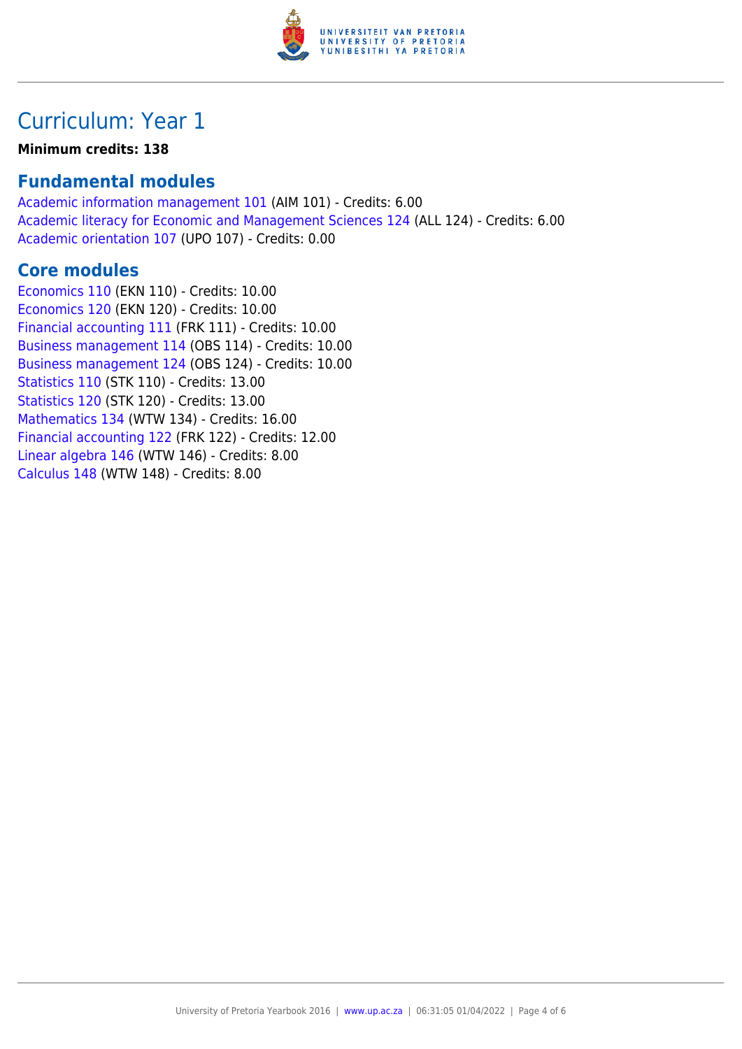# Curriculum: Year 1

**Minimum credits: 138**

## Fundamental modules

Academic information management 101 (AIM 101) - Credits: 6.00
Academic literacy for Economic and Management Sciences 124 (ALL 124) - Credits: 6.00
Academic orientation 107 (UPO 107) - Credits: 0.00

## Core modules

Economics 110 (EKN 110) - Credits: 10.00
Economics 120 (EKN 120) - Credits: 10.00
Financial accounting 111 (FRK 111) - Credits: 10.00
Business management 114 (OBS 114) - Credits: 10.00
Business management 124 (OBS 124) - Credits: 10.00
Statistics 110 (STK 110) - Credits: 13.00
Statistics 120 (STK 120) - Credits: 13.00
Mathematics 134 (WTW 134) - Credits: 16.00
Financial accounting 122 (FRK 122) - Credits: 12.00
Linear algebra 146 (WTW 146) - Credits: 8.00
Calculus 148 (WTW 148) - Credits: 8.00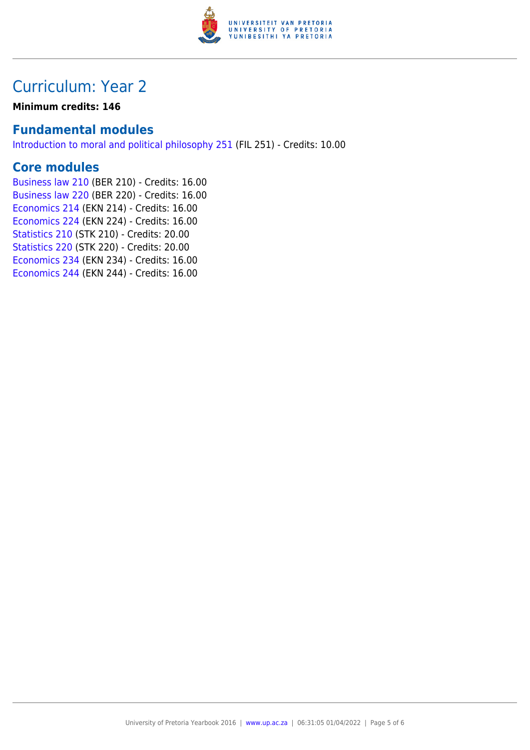# Curriculum: Year 2

**Minimum credits: 146**

## Fundamental modules

Introduction to moral and political philosophy 251 (FIL 251) - Credits: 10.00

## Core modules

Business law 210 (BER 210) - Credits: 16.00
Business law 220 (BER 220) - Credits: 16.00
Economics 214 (EKN 214) - Credits: 16.00
Economics 224 (EKN 224) - Credits: 16.00
Statistics 210 (STK 210) - Credits: 20.00
Statistics 220 (STK 220) - Credits: 20.00
Economics 234 (EKN 234) - Credits: 16.00
Economics 244 (EKN 244) - Credits: 16.00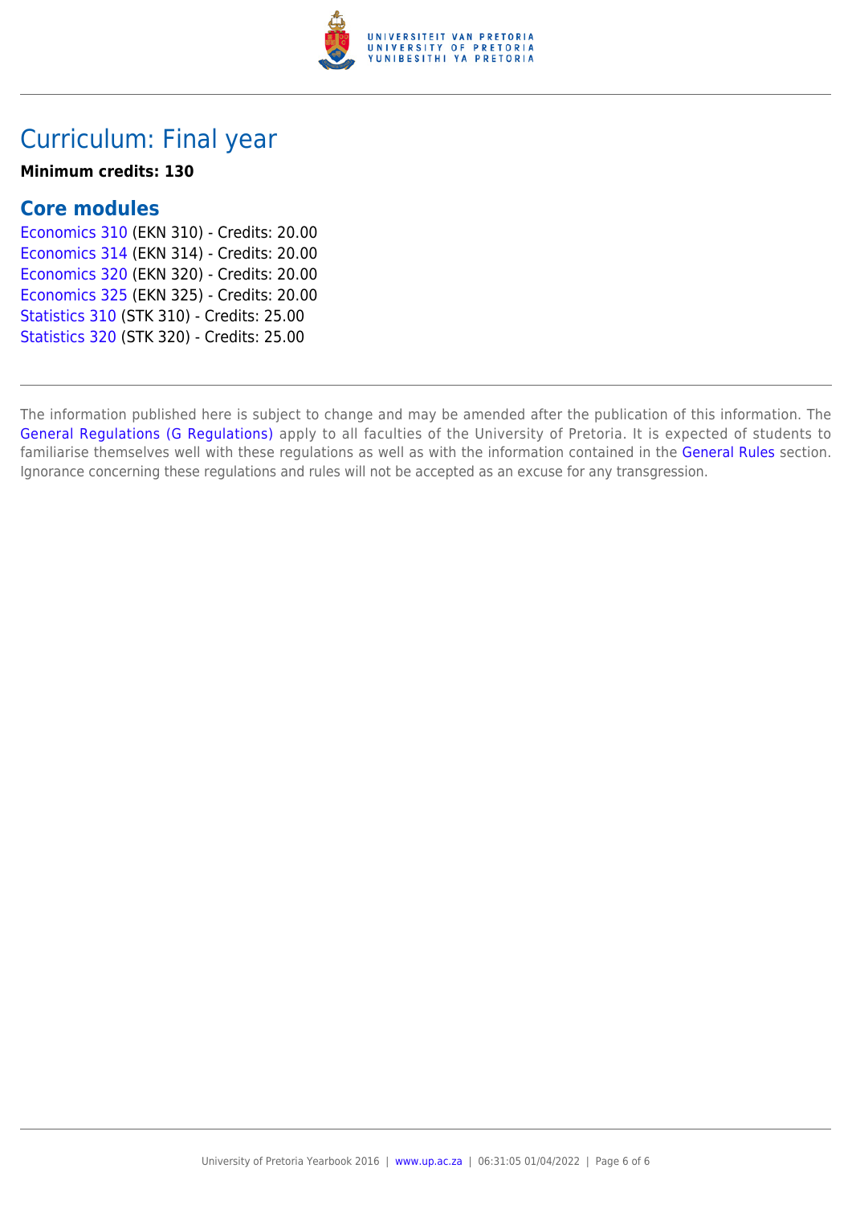## Curriculum: Final year

**Minimum credits: 130**

### Core modules

Economics 310 (EKN 310) - Credits: 20.00
Economics 314 (EKN 314) - Credits: 20.00
Economics 320 (EKN 320) - Credits: 20.00
Economics 325 (EKN 325) - Credits: 20.00
Statistics 310 (STK 310) - Credits: 25.00
Statistics 320 (STK 320) - Credits: 25.00

The information published here is subject to change and may be amended after the publication of this information. The General Regulations (G Regulations) apply to all faculties of the University of Pretoria. It is expected of students to familiarise themselves well with these regulations as well as with the information contained in the General Rules section. Ignorance concerning these regulations and rules will not be accepted as an excuse for any transgression.